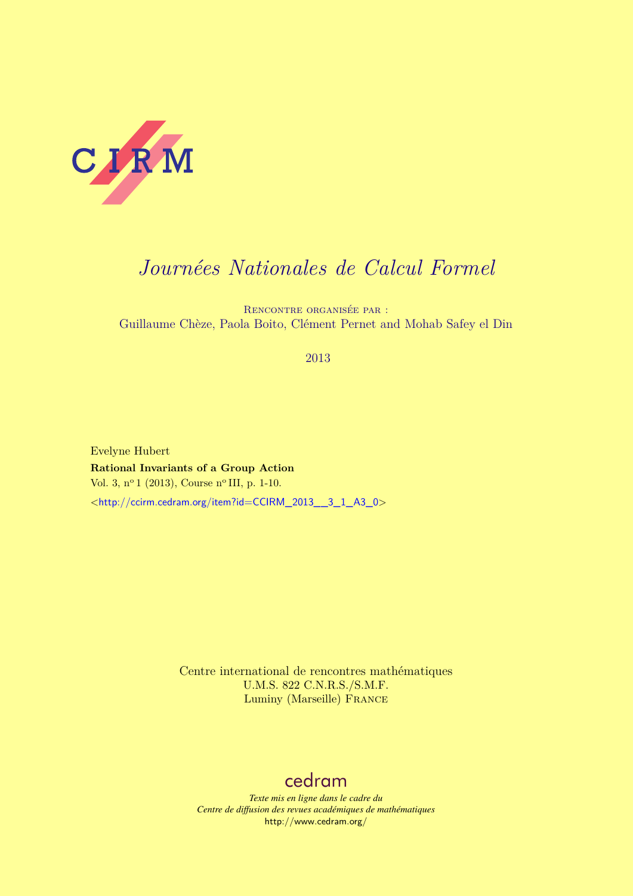CIRM

# *Journées Nationales de Calcul Formel*

Rencontre organisée par :
Guillaume Chèze, Paola Boito, Clément Pernet and Mohab Safey el Din

2013

Evelyne Hubert

**Rational Invariants of a Group Action**

Vol. 3, n° 1 (2013), Course n° III, p. 1-10.

<http://ccirm.cedram.org/item?id=CCIRM_2013__3_1_A3_0>

Centre international de rencontres mathématiques
U.M.S. 822 C.N.R.S./S.M.F.
Luminy (Marseille) France

cedram

*Texte mis en ligne dans le cadre du*
*Centre de diffusion des revues académiques de mathématiques*
http://www.cedram.org/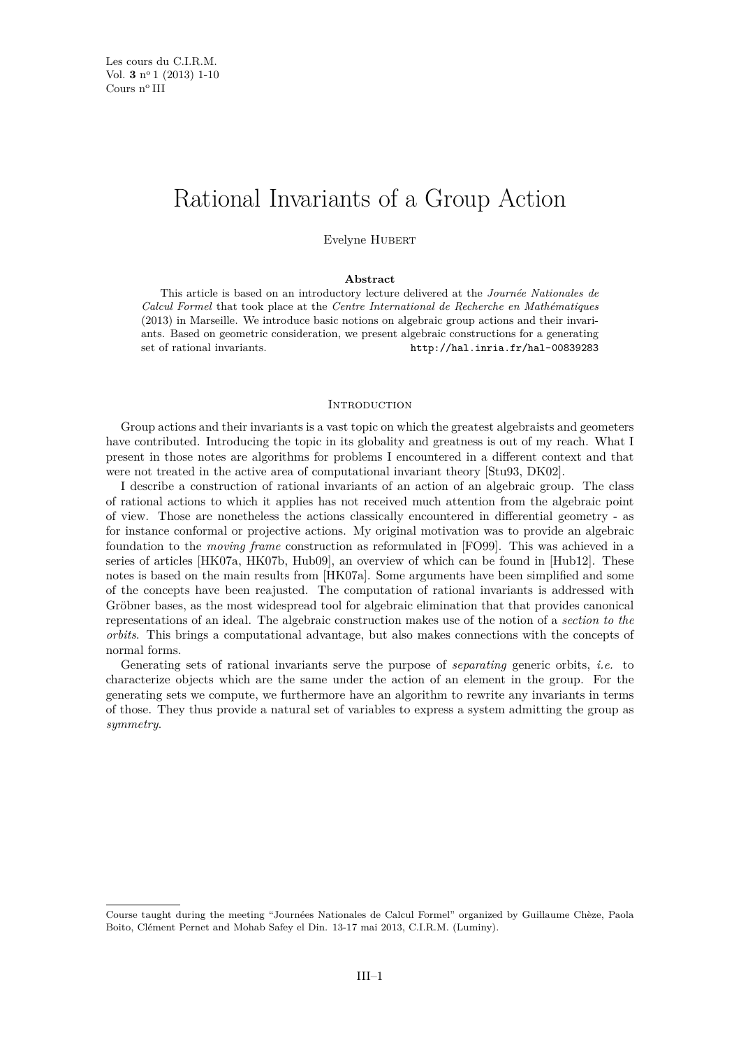// Rational Invariants of a Group Action

Evelyne Hubert

**Abstract**

This article is based on an introductory lecture delivered at the *Journée Nationales de Calcul Formel* that took place at the *Centre International de Recherche en Mathématiques* (2013) in Marseille. We introduce basic notions on algebraic group actions and their invariants. Based on geometric consideration, we present algebraic constructions for a generating set of rational invariants. http://hal.inria.fr/hal-00839283

## Introduction

Group actions and their invariants is a vast topic on which the greatest algebraists and geometers have contributed. Introducing the topic in its globality and greatness is out of my reach. What I present in those notes are algorithms for problems I encountered in a different context and that were not treated in the active area of computational invariant theory [Stu93, DK02].

I describe a construction of rational invariants of an action of an algebraic group. The class of rational actions to which it applies has not received much attention from the algebraic point of view. Those are nonetheless the actions classically encountered in differential geometry - as for instance conformal or projective actions. My original motivation was to provide an algebraic foundation to the *moving frame* construction as reformulated in [FO99]. This was achieved in a series of articles [HK07a, HK07b, Hub09], an overview of which can be found in [Hub12]. These notes is based on the main results from [HK07a]. Some arguments have been simplified and some of the concepts have been reajusted. The computation of rational invariants is addressed with Gröbner bases, as the most widespread tool for algebraic elimination that that provides canonical representations of an ideal. The algebraic construction makes use of the notion of a *section to the orbits*. This brings a computational advantage, but also makes connections with the concepts of normal forms.

Generating sets of rational invariants serve the purpose of *separating* generic orbits, *i.e.* to characterize objects which are the same under the action of an element in the group. For the generating sets we compute, we furthermore have an algorithm to rewrite any invariants in terms of those. They thus provide a natural set of variables to express a system admitting the group as *symmetry*.

Course taught during the meeting "Journées Nationales de Calcul Formel" organized by Guillaume Chèze, Paola Boito, Clément Pernet and Mohab Safey el Din. 13-17 mai 2013, C.I.R.M. (Luminy).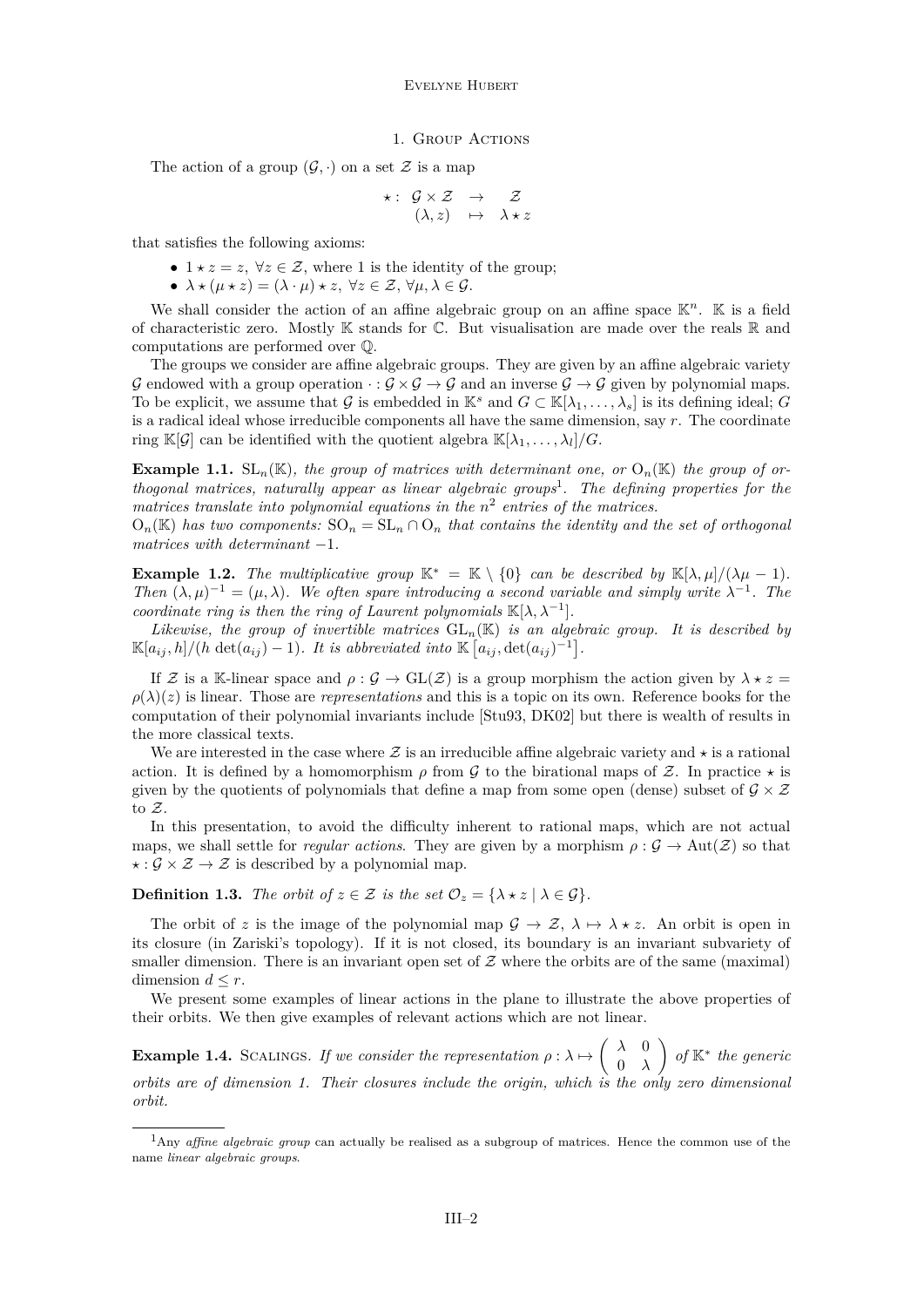## 1. Group Actions

The action of a group $(\mathcal{G}, \cdot)$ on a set $\mathcal{Z}$ is a map

$$\begin{array}{rccc} \star : & \mathcal{G} \times \mathcal{Z} & \rightarrow & \mathcal{Z} \\ & (\lambda, z) & \mapsto & \lambda \star z \end{array}$$

that satisfies the following axioms:

- $1 \star z = z$, $\forall z \in \mathcal{Z}$, where 1 is the identity of the group;
- $\lambda \star (\mu \star z) = (\lambda \cdot \mu) \star z$, $\forall z \in \mathcal{Z}$, $\forall \mu, \lambda \in \mathcal{G}$.

We shall consider the action of an affine algebraic group on an affine space $\mathbb{K}^n$. $\mathbb{K}$ is a field of characteristic zero. Mostly $\mathbb{K}$ stands for $\mathbb{C}$. But visualisation are made over the reals $\mathbb{R}$ and computations are performed over $\mathbb{Q}$.

The groups we consider are affine algebraic groups. They are given by an affine algebraic variety $\mathcal{G}$ endowed with a group operation $\cdot : \mathcal{G} \times \mathcal{G} \rightarrow \mathcal{G}$ and an inverse $\mathcal{G} \rightarrow \mathcal{G}$ given by polynomial maps. To be explicit, we assume that $\mathcal{G}$ is embedded in $\mathbb{K}^s$ and $G \subset \mathbb{K}[\lambda_1, \ldots, \lambda_s]$ is its defining ideal; $G$ is a radical ideal whose irreducible components all have the same dimension, say $r$. The coordinate ring $\mathbb{K}[\mathcal{G}]$ can be identified with the quotient algebra $\mathbb{K}[\lambda_1, \ldots, \lambda_l]/G$.

**Example 1.1.** *$\mathrm{SL}_n(\mathbb{K})$, the group of matrices with determinant one, or $\mathrm{O}_n(\mathbb{K})$ the group of orthogonal matrices, naturally appear as linear algebraic groups[1]. The defining properties for the matrices translate into polynomial equations in the $n^2$ entries of the matrices.*
*$\mathrm{O}_n(\mathbb{K})$ has two components: $\mathrm{SO}_n = \mathrm{SL}_n \cap \mathrm{O}_n$ that contains the identity and the set of orthogonal matrices with determinant $-1$.*

**Example 1.2.** *The multiplicative group $\mathbb{K}^* = \mathbb{K} \setminus \{0\}$ can be described by $\mathbb{K}[\lambda, \mu]/(\lambda\mu - 1)$. Then $(\lambda, \mu)^{-1} = (\mu, \lambda)$. We often spare introducing a second variable and simply write $\lambda^{-1}$. The coordinate ring is then the ring of Laurent polynomials $\mathbb{K}[\lambda, \lambda^{-1}]$.*

*Likewise, the group of invertible matrices $\mathrm{GL}_n(\mathbb{K})$ is an algebraic group. It is described by $\mathbb{K}[a_{ij}, h]/(h \det(a_{ij}) - 1)$. It is abbreviated into $\mathbb{K}\left[a_{ij}, \det(a_{ij})^{-1}\right]$.*

If $\mathcal{Z}$ is a $\mathbb{K}$-linear space and $\rho : \mathcal{G} \rightarrow \mathrm{GL}(\mathcal{Z})$ is a group morphism the action given by $\lambda \star z = \rho(\lambda)(z)$ is linear. Those are *representations* and this is a topic on its own. Reference books for the computation of their polynomial invariants include [Stu93, DK02] but there is wealth of results in the more classical texts.

We are interested in the case where $\mathcal{Z}$ is an irreducible affine algebraic variety and $\star$ is a rational action. It is defined by a homomorphism $\rho$ from $\mathcal{G}$ to the birational maps of $\mathcal{Z}$. In practice $\star$ is given by the quotients of polynomials that define a map from some open (dense) subset of $\mathcal{G} \times \mathcal{Z}$ to $\mathcal{Z}$.

In this presentation, to avoid the difficulty inherent to rational maps, which are not actual maps, we shall settle for *regular actions*. They are given by a morphism $\rho : \mathcal{G} \rightarrow \mathrm{Aut}(\mathcal{Z})$ so that $\star : \mathcal{G} \times \mathcal{Z} \rightarrow \mathcal{Z}$ is described by a polynomial map.

**Definition 1.3.** *The orbit of $z \in \mathcal{Z}$ is the set $\mathcal{O}_z = \{\lambda \star z \mid \lambda \in \mathcal{G}\}$.*

The orbit of $z$ is the image of the polynomial map $\mathcal{G} \rightarrow \mathcal{Z}$, $\lambda \mapsto \lambda \star z$. An orbit is open in its closure (in Zariski's topology). If it is not closed, its boundary is an invariant subvariety of smaller dimension. There is an invariant open set of $\mathcal{Z}$ where the orbits are of the same (maximal) dimension $d \leq r$.

We present some examples of linear actions in the plane to illustrate the above properties of their orbits. We then give examples of relevant actions which are not linear.

**Example 1.4.** Scalings. *If we consider the representation $\rho : \lambda \mapsto \begin{pmatrix} \lambda & 0 \\ 0 & \lambda \end{pmatrix}$ of $\mathbb{K}^*$ the generic orbits are of dimension 1. Their closures include the origin, which is the only zero dimensional orbit.*

---

[1] Any *affine algebraic group* can actually be realised as a subgroup of matrices. Hence the common use of the name *linear algebraic groups*.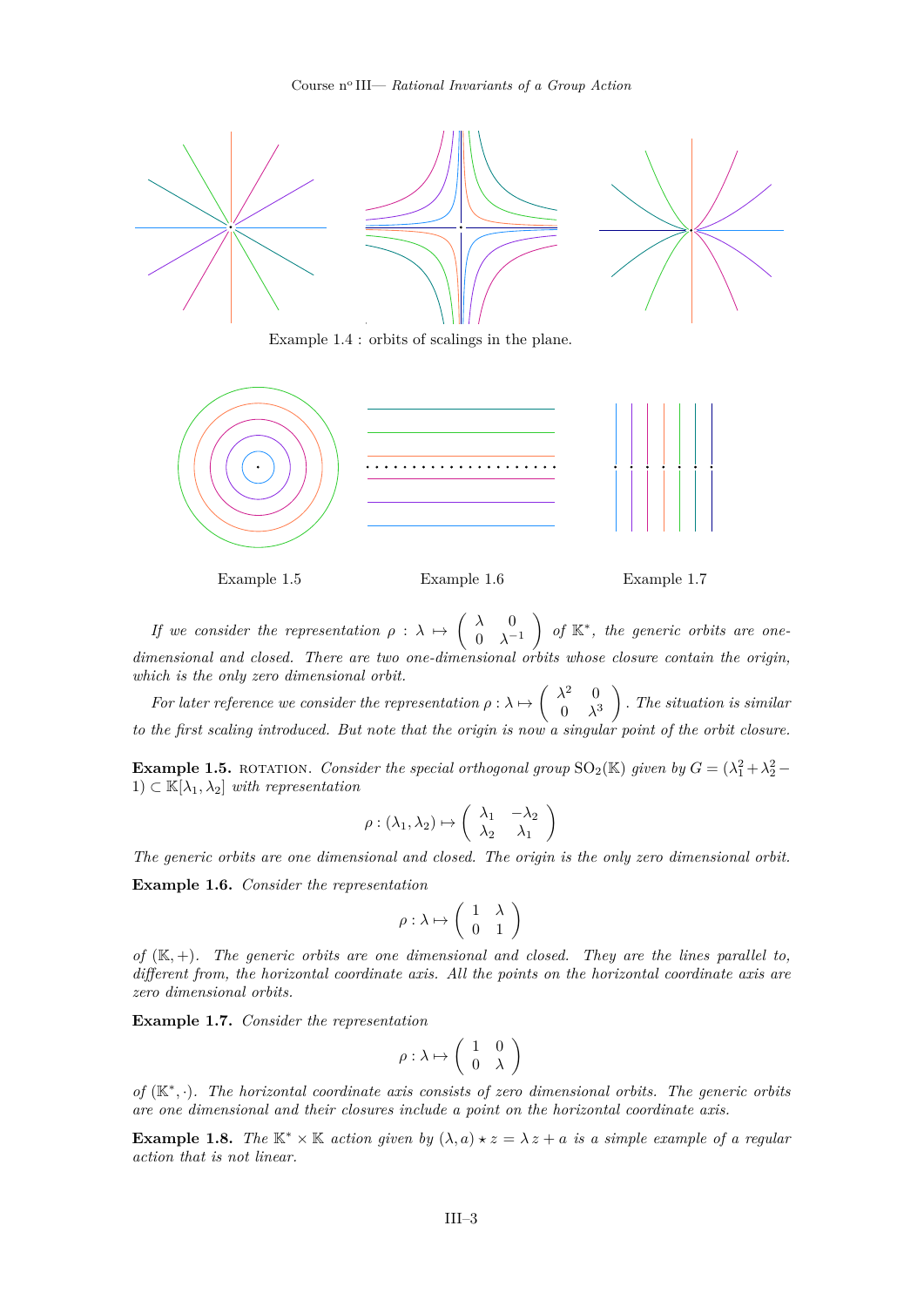Example 1.4 : orbits of scalings in the plane.

Example 1.5 Example 1.6 Example 1.7

*If we consider the representation* $\rho : \lambda \mapsto \begin{pmatrix} \lambda & 0 \\ 0 & \lambda^{-1} \end{pmatrix}$ *of* $\mathbb{K}^*$*, the generic orbits are one-dimensional and closed. There are two one-dimensional orbits whose closure contain the origin, which is the only zero dimensional orbit.*

*For later reference we consider the representation* $\rho : \lambda \mapsto \begin{pmatrix} \lambda^2 & 0 \\ 0 & \lambda^3 \end{pmatrix}$*. The situation is similar to the first scaling introduced. But note that the origin is now a singular point of the orbit closure.*

**Example 1.5.** ROTATION. *Consider the special orthogonal group* $\mathrm{SO}_2(\mathbb{K})$ *given by* $G = (\lambda_1^2 + \lambda_2^2 - 1) \subset \mathbb{K}[\lambda_1, \lambda_2]$ *with representation*

$$\rho : (\lambda_1, \lambda_2) \mapsto \begin{pmatrix} \lambda_1 & -\lambda_2 \\ \lambda_2 & \lambda_1 \end{pmatrix}$$

*The generic orbits are one dimensional and closed. The origin is the only zero dimensional orbit.*

**Example 1.6.** *Consider the representation*

$$\rho : \lambda \mapsto \begin{pmatrix} 1 & \lambda \\ 0 & 1 \end{pmatrix}$$

*of* $(\mathbb{K}, +)$*. The generic orbits are one dimensional and closed. They are the lines parallel to, different from, the horizontal coordinate axis. All the points on the horizontal coordinate axis are zero dimensional orbits.*

**Example 1.7.** *Consider the representation*

$$\rho : \lambda \mapsto \begin{pmatrix} 1 & 0 \\ 0 & \lambda \end{pmatrix}$$

*of* $(\mathbb{K}^*, \cdot)$*. The horizontal coordinate axis consists of zero dimensional orbits. The generic orbits are one dimensional and their closures include a point on the horizontal coordinate axis.*

**Example 1.8.** *The* $\mathbb{K}^* \times \mathbb{K}$ *action given by* $(\lambda, a) \star z = \lambda\, z + a$ *is a simple example of a regular action that is not linear.*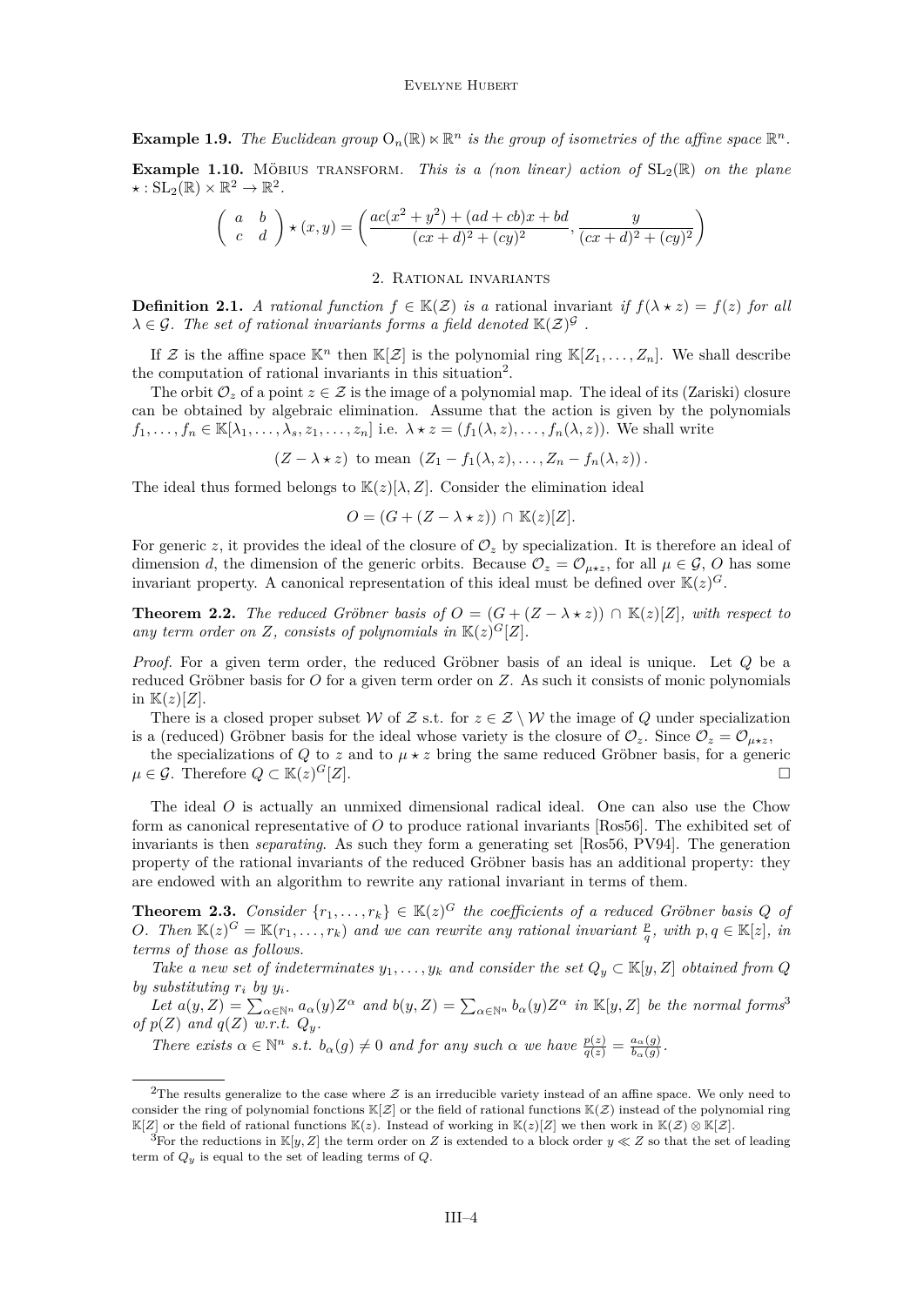**Example 1.9.** *The Euclidean group $\mathrm{O}_n(\mathbb{R}) \ltimes \mathbb{R}^n$ is the group of isometries of the affine space $\mathbb{R}^n$.*

**Example 1.10.** Möbius transform. *This is a (non linear) action of $\mathrm{SL}_2(\mathbb{R})$ on the plane $\star : \mathrm{SL}_2(\mathbb{R}) \times \mathbb{R}^2 \to \mathbb{R}^2$.*

$$\left(\begin{array}{cc} a & b \\ c & d \end{array}\right) \star (x, y) = \left( \frac{ac(x^2+y^2) + (ad+cb)x + bd}{(cx+d)^2 + (cy)^2}, \frac{y}{(cx+d)^2+(cy)^2} \right)$$

## 2. Rational invariants

**Definition 2.1.** *A rational function $f \in \mathbb{K}(\mathcal{Z})$ is a* rational invariant *if $f(\lambda \star z) = f(z)$ for all $\lambda \in \mathcal{G}$. The set of rational invariants forms a field denoted $\mathbb{K}(\mathcal{Z})^{\mathcal{G}}$ .*

If $\mathcal{Z}$ is the affine space $\mathbb{K}^n$ then $\mathbb{K}[\mathcal{Z}]$ is the polynomial ring $\mathbb{K}[Z_1, \ldots, Z_n]$. We shall describe the computation of rational invariants in this situation[2].

The orbit $\mathcal{O}_z$ of a point $z \in \mathcal{Z}$ is the image of a polynomial map. The ideal of its (Zariski) closure can be obtained by algebraic elimination. Assume that the action is given by the polynomials $f_1, \ldots, f_n \in \mathbb{K}[\lambda_1, \ldots, \lambda_s, z_1, \ldots, z_n]$ i.e. $\lambda \star z = (f_1(\lambda, z), \ldots, f_n(\lambda, z))$. We shall write

$$(Z - \lambda \star z) \text{ to mean } (Z_1 - f_1(\lambda, z), \ldots, Z_n - f_n(\lambda, z)).$$

The ideal thus formed belongs to $\mathbb{K}(z)[\lambda, Z]$. Consider the elimination ideal

$$O = (G + (Z - \lambda \star z)) \cap \mathbb{K}(z)[Z].$$

For generic $z$, it provides the ideal of the closure of $\mathcal{O}_z$ by specialization. It is therefore an ideal of dimension $d$, the dimension of the generic orbits. Because $\mathcal{O}_z = \mathcal{O}_{\mu \star z}$, for all $\mu \in \mathcal{G}$, $O$ has some invariant property. A canonical representation of this ideal must be defined over $\mathbb{K}(z)^G$.

**Theorem 2.2.** *The reduced Gröbner basis of $O = (G + (Z - \lambda \star z)) \cap \mathbb{K}(z)[Z]$, with respect to any term order on $Z$, consists of polynomials in $\mathbb{K}(z)^G[Z]$.*

*Proof.* For a given term order, the reduced Gröbner basis of an ideal is unique. Let $Q$ be a reduced Gröbner basis for $O$ for a given term order on $Z$. As such it consists of monic polynomials in $\mathbb{K}(z)[Z]$.

There is a closed proper subset $\mathcal{W}$ of $\mathcal{Z}$ s.t. for $z \in \mathcal{Z} \setminus \mathcal{W}$ the image of $Q$ under specialization is a (reduced) Gröbner basis for the ideal whose variety is the closure of $\mathcal{O}_z$. Since $\mathcal{O}_z = \mathcal{O}_{\mu \star z}$,

the specializations of $Q$ to $z$ and to $\mu \star z$ bring the same reduced Gröbner basis, for a generic $\mu \in \mathcal{G}$. Therefore $Q \subset \mathbb{K}(z)^G[Z]$. □

The ideal $O$ is actually an unmixed dimensional radical ideal. One can also use the Chow form as canonical representative of $O$ to produce rational invariants [Ros56]. The exhibited set of invariants is then *separating*. As such they form a generating set [Ros56, PV94]. The generation property of the rational invariants of the reduced Gröbner basis has an additional property: they are endowed with an algorithm to rewrite any rational invariant in terms of them.

**Theorem 2.3.** *Consider $\{r_1, \ldots, r_k\} \in \mathbb{K}(z)^G$ the coefficients of a reduced Gröbner basis $Q$ of $O$. Then $\mathbb{K}(z)^G = \mathbb{K}(r_1, \ldots, r_k)$ and we can rewrite any rational invariant $\frac{p}{q}$, with $p, q \in \mathbb{K}[z]$, in terms of those as follows.*

*Take a new set of indeterminates $y_1, \ldots, y_k$ and consider the set $Q_y \subset \mathbb{K}[y, Z]$ obtained from $Q$ by substituting $r_i$ by $y_i$.*

*Let $a(y, Z) = \sum_{\alpha \in \mathbb{N}^n} a_\alpha(y) Z^\alpha$ and $b(y, Z) = \sum_{\alpha \in \mathbb{N}^n} b_\alpha(y) Z^\alpha$ in $\mathbb{K}[y, Z]$ be the normal forms[3] of $p(Z)$ and $q(Z)$ w.r.t. $Q_y$.*

*There exists $\alpha \in \mathbb{N}^n$ s.t. $b_\alpha(g) \neq 0$ and for any such $\alpha$ we have $\frac{p(z)}{q(z)} = \frac{a_\alpha(g)}{b_\alpha(g)}$.*

---

[2]The results generalize to the case where $\mathcal{Z}$ is an irreducible variety instead of an affine space. We only need to consider the ring of polynomial fonctions $\mathbb{K}[\mathcal{Z}]$ or the field of rational functions $\mathbb{K}(\mathcal{Z})$ instead of the polynomial ring $\mathbb{K}[Z]$ or the field of rational functions $\mathbb{K}(z)$. Instead of working in $\mathbb{K}(z)[Z]$ we then work in $\mathbb{K}(\mathcal{Z}) \otimes \mathbb{K}[\mathcal{Z}]$.

[3]For the reductions in $\mathbb{K}[y, Z]$ the term order on $Z$ is extended to a block order $y \ll Z$ so that the set of leading term of $Q_y$ is equal to the set of leading terms of $Q$.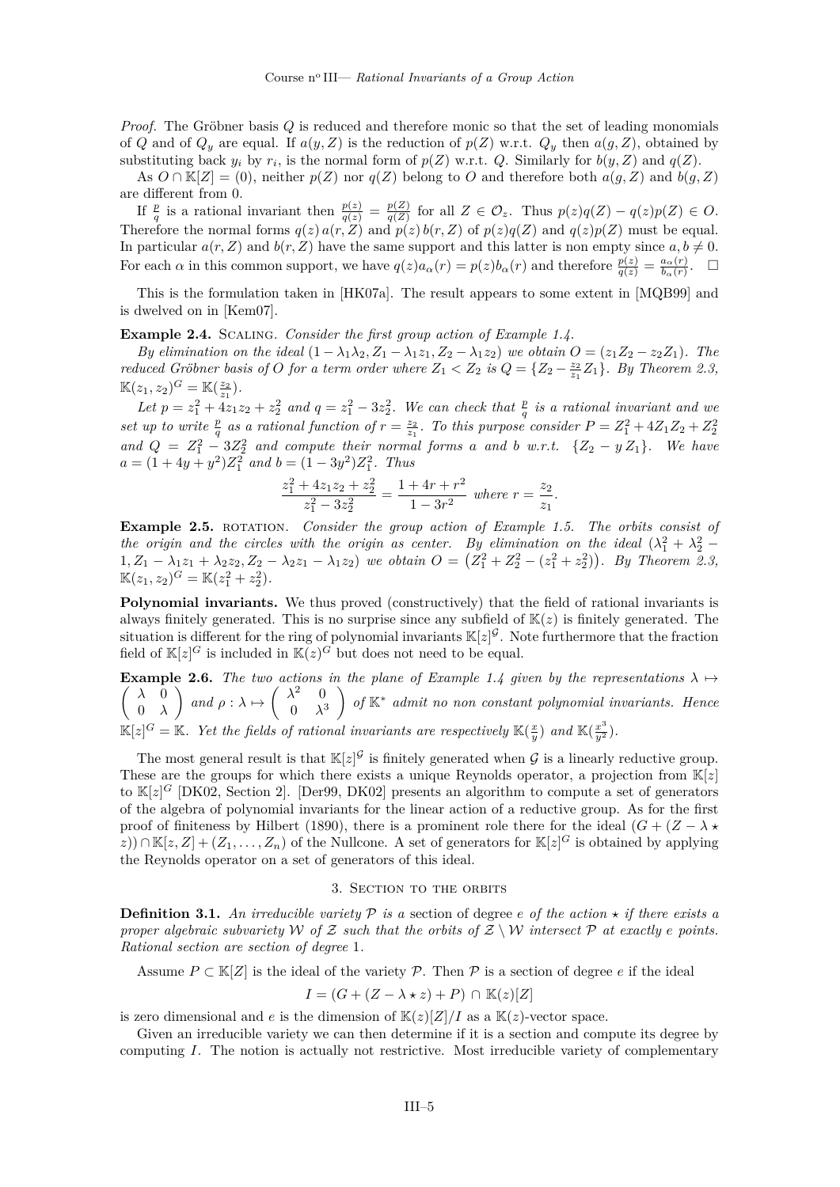*Proof.* The Gröbner basis $Q$ is reduced and therefore monic so that the set of leading monomials of $Q$ and of $Q_y$ are equal. If $a(y,Z)$ is the reduction of $p(Z)$ w.r.t. $Q_y$ then $a(g,Z)$, obtained by substituting back $y_i$ by $r_i$, is the normal form of $p(Z)$ w.r.t. $Q$. Similarly for $b(y,Z)$ and $q(Z)$.

As $O \cap \mathbb{K}[Z] = (0)$, neither $p(Z)$ nor $q(Z)$ belong to $O$ and therefore both $a(g,Z)$ and $b(g,Z)$ are different from 0.

If $\frac{p}{q}$ is a rational invariant then $\frac{p(z)}{q(z)} = \frac{p(Z)}{q(Z)}$ for all $Z \in \mathcal{O}_z$. Thus $p(z)q(Z) - q(z)p(Z) \in O$. Therefore the normal forms $q(z)\,a(r,Z)$ and $p(z)\,b(r,Z)$ of $p(z)q(Z)$ and $q(z)p(Z)$ must be equal. In particular $a(r,Z)$ and $b(r,Z)$ have the same support and this latter is non empty since $a,b \neq 0$. For each $\alpha$ in this common support, we have $q(z)a_\alpha(r) = p(z)b_\alpha(r)$ and therefore $\frac{p(z)}{q(z)} = \frac{a_\alpha(r)}{b_\alpha(r)}$. $\square$

This is the formulation taken in [HK07a]. The result appears to some extent in [MQB99] and is dwelved on in [Kem07].

**Example 2.4.** Scaling. *Consider the first group action of Example 1.4.*

*By elimination on the ideal $(1-\lambda_1\lambda_2, Z_1 - \lambda_1 z_1, Z_2 - \lambda_1 z_2)$ we obtain $O = (z_1 Z_2 - z_2 Z_1)$. The reduced Gröbner basis of $O$ for a term order where $Z_1 < Z_2$ is $Q = \{Z_2 - \frac{z_2}{z_1} Z_1\}$. By Theorem 2.3, $\mathbb{K}(z_1,z_2)^G = \mathbb{K}(\frac{z_2}{z_1})$.*

*Let $p = z_1^2 + 4z_1z_2 + z_2^2$ and $q = z_1^2 - 3z_2^2$. We can check that $\frac{p}{q}$ is a rational invariant and we set up to write $\frac{p}{q}$ as a rational function of $r = \frac{z_2}{z_1}$. To this purpose consider $P = Z_1^2 + 4Z_1Z_2 + Z_2^2$ and $Q = Z_1^2 - 3Z_2^2$ and compute their normal forms $a$ and $b$ w.r.t. $\{Z_2 - y\,Z_1\}$. We have $a = (1+4y+y^2)Z_1^2$ and $b = (1-3y^2)Z_1^2$. Thus*

$$\frac{z_1^2 + 4z_1z_2 + z_2^2}{z_1^2 - 3z_2^2} = \frac{1+4r+r^2}{1-3r^2} \text{ where } r = \frac{z_2}{z_1}.$$

**Example 2.5.** rotation. *Consider the group action of Example 1.5. The orbits consist of the origin and the circles with the origin as center. By elimination on the ideal $(\lambda_1^2 + \lambda_2^2 - 1, Z_1 - \lambda_1 z_1 + \lambda_2 z_2, Z_2 - \lambda_2 z_1 - \lambda_1 z_2)$ we obtain $O = \left(Z_1^2 + Z_2^2 - (z_1^2+z_2^2)\right)$. By Theorem 2.3, $\mathbb{K}(z_1,z_2)^G = \mathbb{K}(z_1^2+z_2^2)$.*

**Polynomial invariants.** We thus proved (constructively) that the field of rational invariants is always finitely generated. This is no surprise since any subfield of $\mathbb{K}(z)$ is finitely generated. The situation is different for the ring of polynomial invariants $\mathbb{K}[z]^{\mathcal{G}}$. Note furthermore that the fraction field of $\mathbb{K}[z]^G$ is included in $\mathbb{K}(z)^G$ but does not need to be equal.

**Example 2.6.** *The two actions in the plane of Example 1.4 given by the representations $\lambda \mapsto \begin{pmatrix} \lambda & 0 \\ 0 & \lambda \end{pmatrix}$ and $\rho : \lambda \mapsto \begin{pmatrix} \lambda^2 & 0 \\ 0 & \lambda^3 \end{pmatrix}$ of $\mathbb{K}^*$ admit no non constant polynomial invariants. Hence $\mathbb{K}[z]^G = \mathbb{K}$. Yet the fields of rational invariants are respectively $\mathbb{K}(\frac{x}{y})$ and $\mathbb{K}(\frac{x^3}{y^2})$.*

The most general result is that $\mathbb{K}[z]^{\mathcal{G}}$ is finitely generated when $\mathcal{G}$ is a linearly reductive group. These are the groups for which there exists a unique Reynolds operator, a projection from $\mathbb{K}[z]$ to $\mathbb{K}[z]^G$ [DK02, Section 2]. [Der99, DK02] presents an algorithm to compute a set of generators of the algebra of polynomial invariants for the linear action of a reductive group. As for the first proof of finiteness by Hilbert (1890), there is a prominent role there for the ideal $(G + (Z - \lambda \star z)) \cap \mathbb{K}[z,Z] + (Z_1, \ldots, Z_n)$ of the Nullcone. A set of generators for $\mathbb{K}[z]^G$ is obtained by applying the Reynolds operator on a set of generators of this ideal.

## 3. Section to the orbits

**Definition 3.1.** *An irreducible variety $\mathcal{P}$ is a* section of degree $e$ *of the action $\star$ if there exists a proper algebraic subvariety $\mathcal{W}$ of $\mathcal{Z}$ such that the orbits of $\mathcal{Z} \setminus \mathcal{W}$ intersect $\mathcal{P}$ at exactly $e$ points. Rational section are section of degree* 1.

Assume $P \subset \mathbb{K}[Z]$ is the ideal of the variety $\mathcal{P}$. Then $\mathcal{P}$ is a section of degree $e$ if the ideal

$$I = (G + (Z - \lambda \star z) + P) \cap \mathbb{K}(z)[Z]$$

is zero dimensional and $e$ is the dimension of $\mathbb{K}(z)[Z]/I$ as a $\mathbb{K}(z)$-vector space.

Given an irreducible variety we can then determine if it is a section and compute its degree by computing $I$. The notion is actually not restrictive. Most irreducible variety of complementary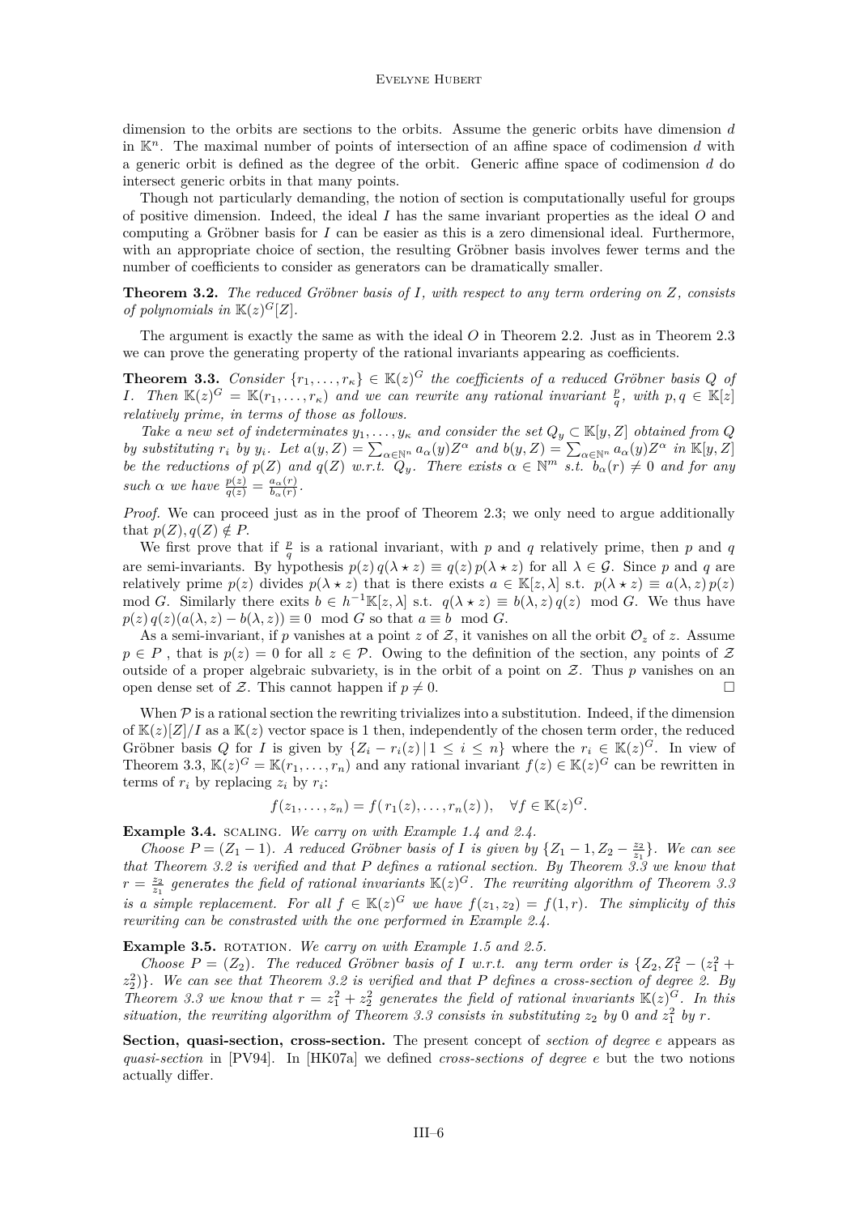dimension to the orbits are sections to the orbits. Assume the generic orbits have dimension $d$ in $\mathbb{K}^n$. The maximal number of points of intersection of an affine space of codimension $d$ with a generic orbit is defined as the degree of the orbit. Generic affine space of codimension $d$ do intersect generic orbits in that many points.

Though not particularly demanding, the notion of section is computationally useful for groups of positive dimension. Indeed, the ideal $I$ has the same invariant properties as the ideal $O$ and computing a Gröbner basis for $I$ can be easier as this is a zero dimensional ideal. Furthermore, with an appropriate choice of section, the resulting Gröbner basis involves fewer terms and the number of coefficients to consider as generators can be dramatically smaller.

**Theorem 3.2.** *The reduced Gröbner basis of $I$, with respect to any term ordering on $Z$, consists of polynomials in $\mathbb{K}(z)^G[Z]$.*

The argument is exactly the same as with the ideal $O$ in Theorem 2.2. Just as in Theorem 2.3 we can prove the generating property of the rational invariants appearing as coefficients.

**Theorem 3.3.** *Consider $\{r_1, \ldots, r_\kappa\} \in \mathbb{K}(z)^G$ the coefficients of a reduced Gröbner basis $Q$ of $I$. Then $\mathbb{K}(z)^G = \mathbb{K}(r_1, \ldots, r_\kappa)$ and we can rewrite any rational invariant $\frac{p}{q}$, with $p, q \in \mathbb{K}[z]$ relatively prime, in terms of those as follows.*

*Take a new set of indeterminates $y_1, \ldots, y_\kappa$ and consider the set $Q_y \subset \mathbb{K}[y, Z]$ obtained from $Q$ by substituting $r_i$ by $y_i$. Let $a(y, Z) = \sum_{\alpha \in \mathbb{N}^n} a_\alpha(y) Z^\alpha$ and $b(y, Z) = \sum_{\alpha \in \mathbb{N}^n} a_\alpha(y) Z^\alpha$ in $\mathbb{K}[y, Z]$ be the reductions of $p(Z)$ and $q(Z)$ w.r.t. $Q_y$. There exists $\alpha \in \mathbb{N}^m$ s.t. $b_\alpha(r) \neq 0$ and for any such $\alpha$ we have $\frac{p(z)}{q(z)} = \frac{a_\alpha(r)}{b_\alpha(r)}$.*

*Proof.* We can proceed just as in the proof of Theorem 2.3; we only need to argue additionally that $p(Z), q(Z) \notin P$.

We first prove that if $\frac{p}{q}$ is a rational invariant, with $p$ and $q$ relatively prime, then $p$ and $q$ are semi-invariants. By hypothesis $p(z)\, q(\lambda \star z) \equiv q(z)\, p(\lambda \star z)$ for all $\lambda \in \mathcal{G}$. Since $p$ and $q$ are relatively prime $p(z)$ divides $p(\lambda \star z)$ that is there exists $a \in \mathbb{K}[z, \lambda]$ s.t. $p(\lambda \star z) \equiv a(\lambda, z)\, p(z)$ mod $G$. Similarly there exits $b \in h^{-1}\mathbb{K}[z, \lambda]$ s.t. $q(\lambda \star z) \equiv b(\lambda, z)\, q(z)$ mod $G$. We thus have $p(z)\, q(z)(a(\lambda, z) - b(\lambda, z)) \equiv 0 \mod G$ so that $a \equiv b \mod G$.

As a semi-invariant, if $p$ vanishes at a point $z$ of $\mathcal{Z}$, it vanishes on all the orbit $\mathcal{O}_z$ of $z$. Assume $p \in P$ , that is $p(z) = 0$ for all $z \in \mathcal{P}$. Owing to the definition of the section, any points of $\mathcal{Z}$ outside of a proper algebraic subvariety, is in the orbit of a point on $\mathcal{Z}$. Thus $p$ vanishes on an open dense set of $\mathcal{Z}$. This cannot happen if $p \neq 0$. □

When $\mathcal{P}$ is a rational section the rewriting trivializes into a substitution. Indeed, if the dimension of $\mathbb{K}(z)[Z]/I$ as a $\mathbb{K}(z)$ vector space is 1 then, independently of the chosen term order, the reduced Gröbner basis $Q$ for $I$ is given by $\{Z_i - r_i(z) \,|\, 1 \leq i \leq n\}$ where the $r_i \in \mathbb{K}(z)^G$. In view of Theorem 3.3, $\mathbb{K}(z)^G = \mathbb{K}(r_1, \ldots, r_n)$ and any rational invariant $f(z) \in \mathbb{K}(z)^G$ can be rewritten in terms of $r_i$ by replacing $z_i$ by $r_i$:

$$f(z_1, \ldots, z_n) = f(\, r_1(z), \ldots, r_n(z)\,), \quad \forall f \in \mathbb{K}(z)^G.$$

**Example 3.4.** SCALING. *We carry on with Example 1.4 and 2.4.*

*Choose $P = (Z_1 - 1)$. A reduced Gröbner basis of $I$ is given by $\{Z_1 - 1, Z_2 - \frac{z_2}{z_1}\}$. We can see that Theorem 3.2 is verified and that $P$ defines a rational section. By Theorem 3.3 we know that $r = \frac{z_2}{z_1}$ generates the field of rational invariants $\mathbb{K}(z)^G$. The rewriting algorithm of Theorem 3.3 is a simple replacement. For all $f \in \mathbb{K}(z)^G$ we have $f(z_1, z_2) = f(1, r)$. The simplicity of this rewriting can be constrasted with the one performed in Example 2.4.*

**Example 3.5.** ROTATION. *We carry on with Example 1.5 and 2.5.*

*Choose $P = (Z_2)$. The reduced Gröbner basis of $I$ w.r.t. any term order is $\{Z_2, Z_1^2 - (z_1^2 + z_2^2)\}$. We can see that Theorem 3.2 is verified and that $P$ defines a cross-section of degree 2. By Theorem 3.3 we know that $r = z_1^2 + z_2^2$ generates the field of rational invariants $\mathbb{K}(z)^G$. In this situation, the rewriting algorithm of Theorem 3.3 consists in substituting $z_2$ by 0 and $z_1^2$ by $r$.*

**Section, quasi-section, cross-section.** The present concept of *section of degree e* appears as *quasi-section* in [PV94]. In [HK07a] we defined *cross-sections of degree e* but the two notions actually differ.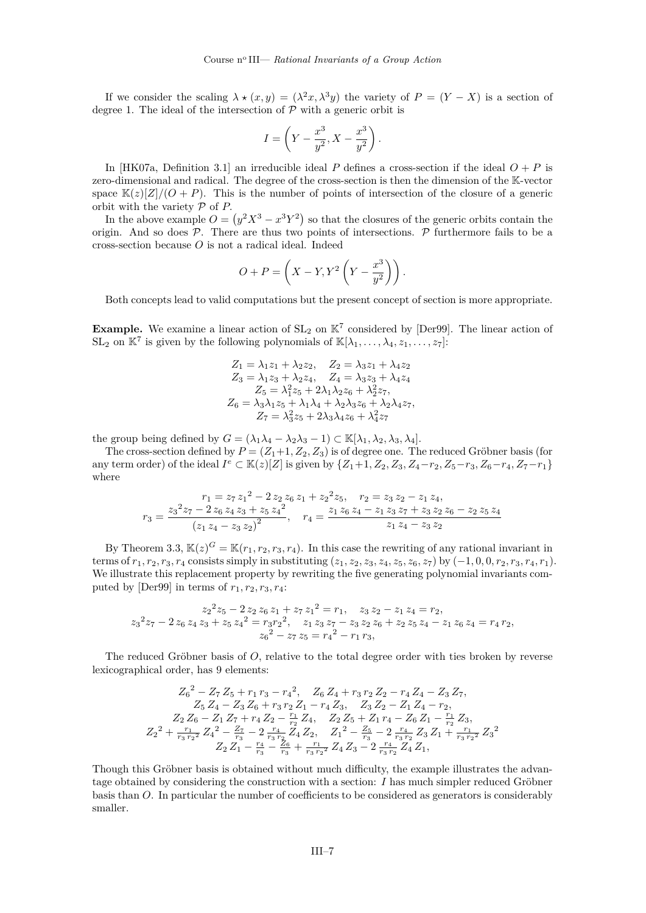If we consider the scaling $\lambda \star (x,y) = (\lambda^2 x, \lambda^3 y)$ the variety of $P = (Y - X)$ is a section of degree 1. The ideal of the intersection of $\mathcal{P}$ with a generic orbit is

$$I = \left( Y - \frac{x^3}{y^2}, X - \frac{x^3}{y^2} \right).$$

In [HK07a, Definition 3.1] an irreducible ideal $P$ defines a cross-section if the ideal $O + P$ is zero-dimensional and radical. The degree of the cross-section is then the dimension of the $\mathbb{K}$-vector space $\mathbb{K}(z)[Z]/(O + P)$. This is the number of points of intersection of the closure of a generic orbit with the variety $\mathcal{P}$ of $P$.

In the above example $O = \left(y^2 X^3 - x^3 Y^2\right)$ so that the closures of the generic orbits contain the origin. And so does $\mathcal{P}$. There are thus two points of intersections. $\mathcal{P}$ furthermore fails to be a cross-section because $O$ is not a radical ideal. Indeed

$$O + P = \left( X - Y, Y^2 \left( Y - \frac{x^3}{y^2} \right) \right).$$

Both concepts lead to valid computations but the present concept of section is more appropriate.

**Example.** We examine a linear action of $\mathrm{SL}_2$ on $\mathbb{K}^7$ considered by [Der99]. The linear action of $\mathrm{SL}_2$ on $\mathbb{K}^7$ is given by the following polynomials of $\mathbb{K}[\lambda_1, \ldots, \lambda_4, z_1, \ldots, z_7]$:

$$\begin{gathered}
Z_1 = \lambda_1 z_1 + \lambda_2 z_2, \quad Z_2 = \lambda_3 z_1 + \lambda_4 z_2 \\
Z_3 = \lambda_1 z_3 + \lambda_2 z_4, \quad Z_4 = \lambda_3 z_3 + \lambda_4 z_4 \\
Z_5 = \lambda_1^2 z_5 + 2\lambda_1 \lambda_2 z_6 + \lambda_2^2 z_7, \\
Z_6 = \lambda_3 \lambda_1 z_5 + \lambda_1 \lambda_4 + \lambda_2 \lambda_3 z_6 + \lambda_2 \lambda_4 z_7, \\
Z_7 = \lambda_3^2 z_5 + 2\lambda_3 \lambda_4 z_6 + \lambda_4^2 z_7
\end{gathered}$$

the group being defined by $G = (\lambda_1 \lambda_4 - \lambda_2 \lambda_3 - 1) \subset \mathbb{K}[\lambda_1, \lambda_2, \lambda_3, \lambda_4]$.

The cross-section defined by $P = (Z_1 + 1, Z_2, Z_3)$ is of degree one. The reduced Gröbner basis (for any term order) of the ideal $I^e \subset \mathbb{K}(z)[Z]$ is given by $\{Z_1+1, Z_2, Z_3, Z_4 - r_2, Z_5 - r_3, Z_6 - r_4, Z_7 - r_1\}$ where

$$\begin{gathered}
r_1 = z_7 {z_1}^2 - 2 \, z_2 \, z_6 \, z_1 + {z_2}^2 z_5, \quad r_2 = z_3 \, z_2 - z_1 \, z_4, \\
r_3 = \frac{{z_3}^2 z_7 - 2 \, z_6 \, z_4 \, z_3 + z_5 \, {z_4}^2}{\left(z_1 \, z_4 - z_3 \, z_2\right)^2}, \quad r_4 = \frac{z_1 \, z_6 \, z_4 - z_1 \, z_3 \, z_7 + z_3 \, z_2 \, z_6 - z_2 \, z_5 \, z_4}{z_1 \, z_4 - z_3 \, z_2}
\end{gathered}$$

By Theorem 3.3, $\mathbb{K}(z)^G = \mathbb{K}(r_1, r_2, r_3, r_4)$. In this case the rewriting of any rational invariant in terms of $r_1, r_2, r_3, r_4$ consists simply in substituting $(z_1, z_2, z_3, z_4, z_5, z_6, z_7)$ by $(-1, 0, 0, r_2, r_3, r_4, r_1)$. We illustrate this replacement property by rewriting the five generating polynomial invariants computed by [Der99] in terms of $r_1, r_2, r_3, r_4$:

$$\begin{gathered}
{z_2}^2 z_5 - 2 \, z_2 \, z_6 \, z_1 + z_7 \, {z_1}^2 = r_1, \quad z_3 \, z_2 - z_1 \, z_4 = r_2, \\
{z_3}^2 z_7 - 2 \, z_6 \, z_4 \, z_3 + z_5 \, {z_4}^2 = r_3 {r_2}^2, \quad z_1 \, z_3 \, z_7 - z_3 \, z_2 \, z_6 + z_2 \, z_5 \, z_4 - z_1 \, z_6 \, z_4 = r_4 \, r_2, \\
{z_6}^2 - z_7 \, z_5 = {r_4}^2 - r_1 \, r_3,
\end{gathered}$$

The reduced Gröbner basis of $O$, relative to the total degree order with ties broken by reverse lexicographical order, has 9 elements:

$$\begin{gathered}
{Z_6}^2 - Z_7 \, Z_5 + r_1 \, r_3 - {r_4}^2, \quad Z_6 \, Z_4 + r_3 \, r_2 \, Z_2 - r_4 \, Z_4 - Z_3 \, Z_7, \\
Z_5 \, Z_4 - Z_3 \, Z_6 + r_3 \, r_2 \, Z_1 - r_4 \, Z_3, \quad Z_3 \, Z_2 - Z_1 \, Z_4 - r_2, \\
Z_2 \, Z_6 - Z_1 \, Z_7 + r_4 \, Z_2 - \tfrac{r_1}{r_2} \, Z_4, \quad Z_2 \, Z_5 + Z_1 \, r_4 - Z_6 \, Z_1 - \tfrac{r_1}{r_2} \, Z_3, \\
{Z_2}^2 + \tfrac{r_1}{r_3 \, {r_2}^2} \, {Z_4}^2 - \tfrac{Z_7}{r_3} - 2 \, \tfrac{r_4}{r_3 \, r_2} \, Z_4 \, Z_2, \quad {Z_1}^2 - \tfrac{Z_5}{r_3} - 2 \, \tfrac{r_4}{r_3 \, r_2} \, Z_3 \, Z_1 + \tfrac{r_1}{r_3 \, {r_2}^2} \, {Z_3}^2 \\
Z_2 \, Z_1 - \tfrac{r_4}{r_3} - \tfrac{Z_6}{r_3} + \tfrac{r_1}{r_3 \, {r_2}^2} \, Z_4 \, Z_3 - 2 \, \tfrac{r_4}{r_3 \, r_2} \, Z_4 \, Z_1,
\end{gathered}$$

Though this Gröbner basis is obtained without much difficulty, the example illustrates the advantage obtained by considering the construction with a section: $I$ has much simpler reduced Gröbner basis than $O$. In particular the number of coefficients to be considered as generators is considerably smaller.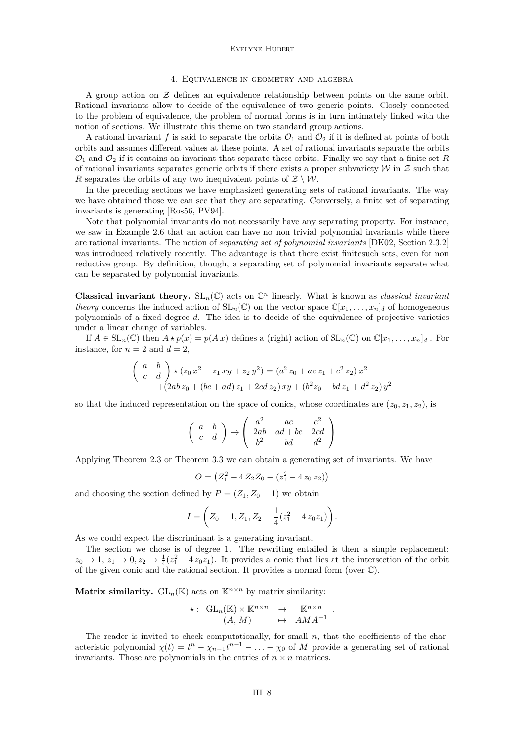## 4. Equivalence in geometry and algebra

A group action on $\mathcal{Z}$ defines an equivalence relationship between points on the same orbit. Rational invariants allow to decide of the equivalence of two generic points. Closely connected to the problem of equivalence, the problem of normal forms is in turn intimately linked with the notion of sections. We illustrate this theme on two standard group actions.

A rational invariant $f$ is said to separate the orbits $\mathcal{O}_1$ and $\mathcal{O}_2$ if it is defined at points of both orbits and assumes different values at these points. A set of rational invariants separate the orbits $\mathcal{O}_1$ and $\mathcal{O}_2$ if it contains an invariant that separate these orbits. Finally we say that a finite set $R$ of rational invariants separates generic orbits if there exists a proper subvariety $\mathcal{W}$ in $\mathcal{Z}$ such that $R$ separates the orbits of any two inequivalent points of $\mathcal{Z} \setminus \mathcal{W}$.

In the preceding sections we have emphasized generating sets of rational invariants. The way we have obtained those we can see that they are separating. Conversely, a finite set of separating invariants is generating [Ros56, PV94].

Note that polynomial invariants do not necessarily have any separating property. For instance, we saw in Example 2.6 that an action can have no non trivial polynomial invariants while there are rational invariants. The notion of *separating set of polynomial invariants* [DK02, Section 2.3.2] was introduced relatively recently. The advantage is that there exist finitesuch sets, even for non reductive group. By definition, though, a separating set of polynomial invariants separate what can be separated by polynomial invariants.

**Classical invariant theory.** $\mathrm{SL}_n(\mathbb{C})$ acts on $\mathbb{C}^n$ linearly. What is known as *classical invariant theory* concerns the induced action of $\mathrm{SL}_n(\mathbb{C})$ on the vector space $\mathbb{C}[x_1, \ldots, x_n]_d$ of homogeneous polynomials of a fixed degree $d$. The idea is to decide of the equivalence of projective varieties under a linear change of variables.

If $A \in \mathrm{SL}_n(\mathbb{C})$ then $A \star p(x) = p(A\,x)$ defines a (right) action of $\mathrm{SL}_n(\mathbb{C})$ on $\mathbb{C}[x_1, \ldots, x_n]_d$ . For instance, for $n = 2$ and $d = 2$,

$$\begin{pmatrix} a & b \\ c & d \end{pmatrix} \star (z_0\, x^2 + z_1\, xy + z_2\, y^2) = (a^2\, z_0 + ac\, z_1 + c^2\, z_2)\, x^2 \\ +(2ab\, z_0 + (bc + ad)\, z_1 + 2cd\, z_2)\, xy + (b^2 z_0 + bd\, z_1 + d^2\, z_2)\, y^2$$

so that the induced representation on the space of conics, whose coordinates are $(z_0, z_1, z_2)$, is

$$\begin{pmatrix} a & b \\ c & d \end{pmatrix} \mapsto \begin{pmatrix} a^2 & ac & c^2 \\ 2ab & ad + bc & 2cd \\ b^2 & bd & d^2 \end{pmatrix}$$

Applying Theorem 2.3 or Theorem 3.3 we can obtain a generating set of invariants. We have

$$O = \left(Z_1^2 - 4\, Z_2 Z_0 - (z_1^2 - 4\, z_0\, z_2)\right)$$

and choosing the section defined by $P = (Z_1, Z_0 - 1)$ we obtain

$$I = \left(Z_0 - 1, Z_1, Z_2 - \frac{1}{4}(z_1^2 - 4\, z_0 z_1)\right).$$

As we could expect the discriminant is a generating invariant.

The section we chose is of degree 1. The rewriting entailed is then a simple replacement: $z_0 \to 1$, $z_1 \to 0$, $z_2 \to \frac{1}{4}(z_1^2 - 4\, z_0 z_1)$. It provides a conic that lies at the intersection of the orbit of the given conic and the rational section. It provides a normal form (over $\mathbb{C}$).

**Matrix similarity.** $\mathrm{GL}_n(\mathbb{K})$ acts on $\mathbb{K}^{n\times n}$ by matrix similarity:

$$\begin{array}{rccc} \star : & \mathrm{GL}_n(\mathbb{K}) \times \mathbb{K}^{n\times n} & \to & \mathbb{K}^{n\times n} \\ & (A, M) & \mapsto & AMA^{-1} \end{array}.$$

The reader is invited to check computationally, for small $n$, that the coefficients of the characteristic polynomial $\chi(t) = t^n - \chi_{n-1} t^{n-1} - \ldots - \chi_0$ of $M$ provide a generating set of rational invariants. Those are polynomials in the entries of $n \times n$ matrices.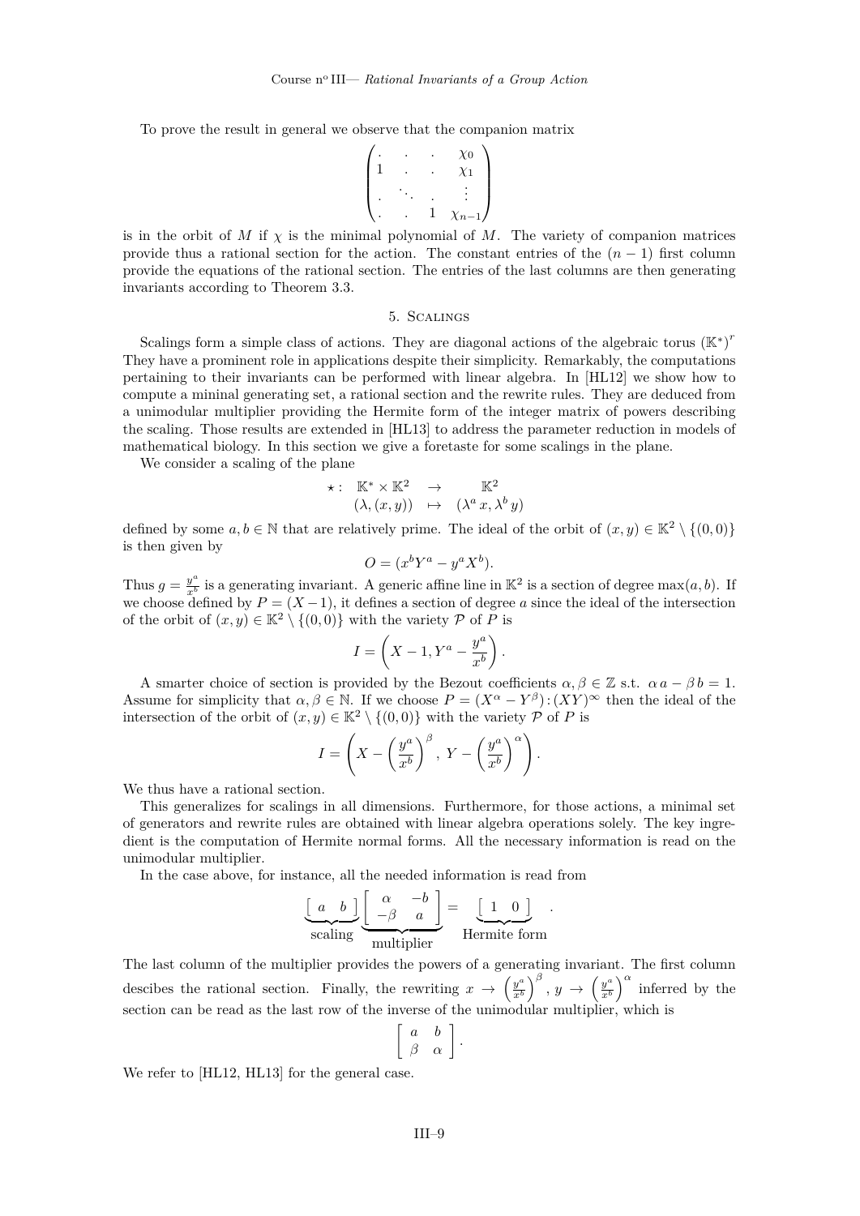To prove the result in general we observe that the companion matrix

$$\begin{pmatrix} . & . & . & \chi_0 \\ 1 & . & . & \chi_1 \\ . & \ddots & . & \vdots \\ . & . & 1 & \chi_{n-1} \end{pmatrix}$$

is in the orbit of $M$ if $\chi$ is the minimal polynomial of $M$. The variety of companion matrices provide thus a rational section for the action. The constant entries of the $(n-1)$ first column provide the equations of the rational section. The entries of the last columns are then generating invariants according to Theorem 3.3.

## 5. Scalings

Scalings form a simple class of actions. They are diagonal actions of the algebraic torus $(\mathbb{K}^*)^r$ They have a prominent role in applications despite their simplicity. Remarkably, the computations pertaining to their invariants can be performed with linear algebra. In [HL12] we show how to compute a mininal generating set, a rational section and the rewrite rules. They are deduced from a unimodular multiplier providing the Hermite form of the integer matrix of powers describing the scaling. Those results are extended in [HL13] to address the parameter reduction in models of mathematical biology. In this section we give a foretaste for some scalings in the plane.

We consider a scaling of the plane

$$\begin{array}{cccc} \star: & \mathbb{K}^* \times \mathbb{K}^2 & \to & \mathbb{K}^2 \\ & (\lambda, (x,y)) & \mapsto & (\lambda^a\, x, \lambda^b\, y) \end{array}$$

defined by some $a, b \in \mathbb{N}$ that are relatively prime. The ideal of the orbit of $(x,y) \in \mathbb{K}^2 \setminus \{(0,0)\}$ is then given by

$$O = (x^b Y^a - y^a X^b).$$

Thus $g = \frac{y^a}{x^b}$ is a generating invariant. A generic affine line in $\mathbb{K}^2$ is a section of degree $\max(a,b)$. If we choose defined by $P = (X-1)$, it defines a section of degree $a$ since the ideal of the intersection of the orbit of $(x,y) \in \mathbb{K}^2 \setminus \{(0,0)\}$ with the variety $\mathcal{P}$ of $P$ is

$$I = \left( X-1, Y^a - \frac{y^a}{x^b} \right).$$

A smarter choice of section is provided by the Bezout coefficients $\alpha, \beta \in \mathbb{Z}$ s.t. $\alpha\, a - \beta\, b = 1$. Assume for simplicity that $\alpha, \beta \in \mathbb{N}$. If we choose $P = (X^\alpha - Y^\beta) : (XY)^\infty$ then the ideal of the intersection of the orbit of $(x,y) \in \mathbb{K}^2 \setminus \{(0,0)\}$ with the variety $\mathcal{P}$ of $P$ is

$$I = \left( X - \left(\frac{y^a}{x^b}\right)^\beta,\; Y - \left(\frac{y^a}{x^b}\right)^\alpha \right).$$

We thus have a rational section.

This generalizes for scalings in all dimensions. Furthermore, for those actions, a minimal set of generators and rewrite rules are obtained with linear algebra operations solely. The key ingredient is the computation of Hermite normal forms. All the necessary information is read on the unimodular multiplier.

In the case above, for instance, all the needed information is read from

$$\underbrace{\begin{bmatrix} a & b \end{bmatrix}}_{\text{scaling}} \underbrace{\begin{bmatrix} \alpha & -b \\ -\beta & a \end{bmatrix}}_{\text{multiplier}} = \underbrace{\begin{bmatrix} 1 & 0 \end{bmatrix}}_{\text{Hermite form}}.$$

The last column of the multiplier provides the powers of a generating invariant. The first column descibes the rational section. Finally, the rewriting $x \to \left(\frac{y^a}{x^b}\right)^\beta$, $y \to \left(\frac{y^a}{x^b}\right)^\alpha$ inferred by the section can be read as the last row of the inverse of the unimodular multiplier, which is

$$\begin{bmatrix} a & b \\ \beta & \alpha \end{bmatrix}.$$

We refer to [HL12, HL13] for the general case.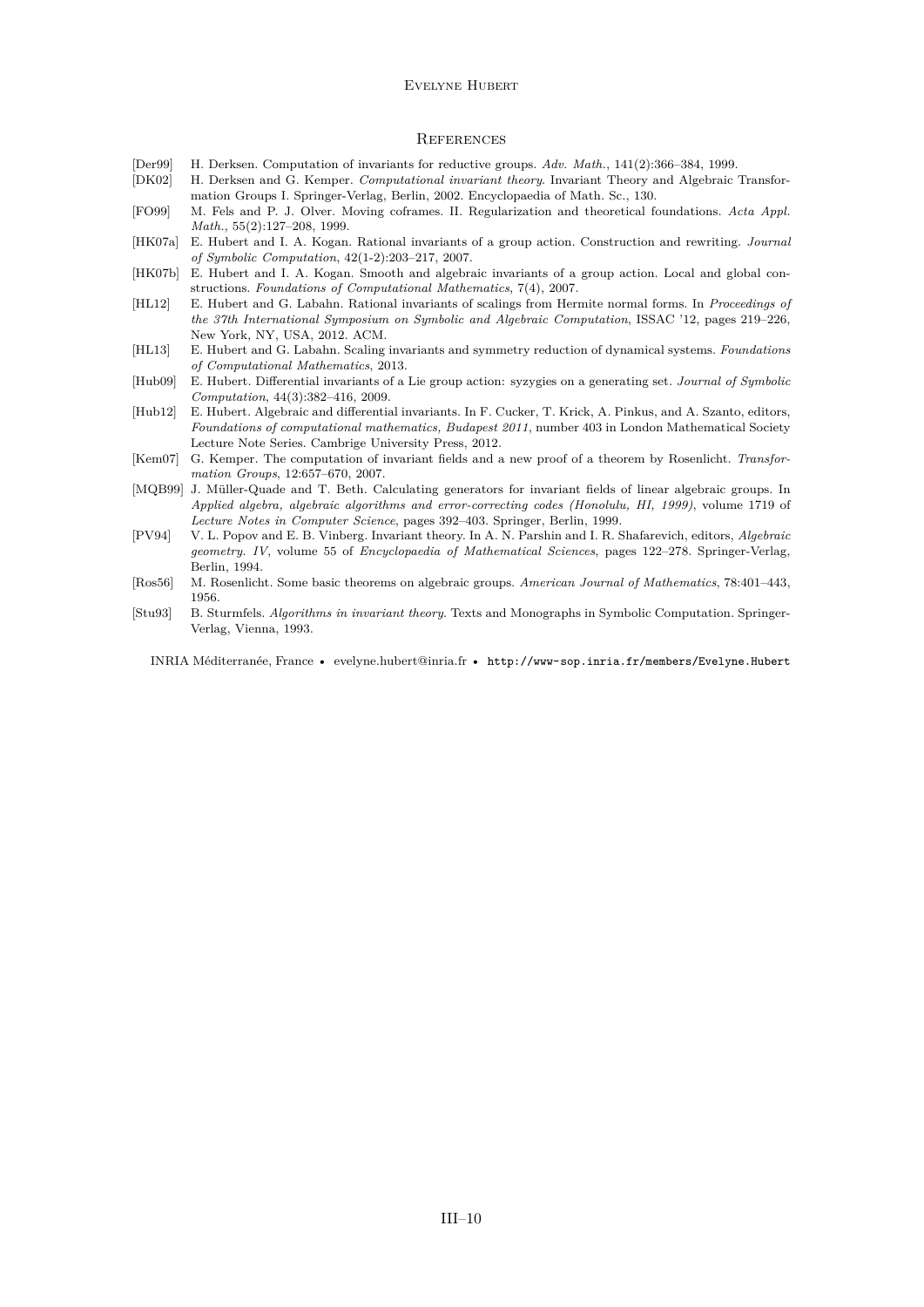## References

[Der99] H. Derksen. Computation of invariants for reductive groups. *Adv. Math.*, 141(2):366–384, 1999.

[DK02] H. Derksen and G. Kemper. *Computational invariant theory*. Invariant Theory and Algebraic Transformation Groups I. Springer-Verlag, Berlin, 2002. Encyclopaedia of Math. Sc., 130.

[FO99] M. Fels and P. J. Olver. Moving coframes. II. Regularization and theoretical foundations. *Acta Appl. Math.*, 55(2):127–208, 1999.

[HK07a] E. Hubert and I. A. Kogan. Rational invariants of a group action. Construction and rewriting. *Journal of Symbolic Computation*, 42(1-2):203–217, 2007.

[HK07b] E. Hubert and I. A. Kogan. Smooth and algebraic invariants of a group action. Local and global constructions. *Foundations of Computational Mathematics*, 7(4), 2007.

[HL12] E. Hubert and G. Labahn. Rational invariants of scalings from Hermite normal forms. In *Proceedings of the 37th International Symposium on Symbolic and Algebraic Computation*, ISSAC '12, pages 219–226, New York, NY, USA, 2012. ACM.

[HL13] E. Hubert and G. Labahn. Scaling invariants and symmetry reduction of dynamical systems. *Foundations of Computational Mathematics*, 2013.

[Hub09] E. Hubert. Differential invariants of a Lie group action: syzygies on a generating set. *Journal of Symbolic Computation*, 44(3):382–416, 2009.

[Hub12] E. Hubert. Algebraic and differential invariants. In F. Cucker, T. Krick, A. Pinkus, and A. Szanto, editors, *Foundations of computational mathematics, Budapest 2011*, number 403 in London Mathematical Society Lecture Note Series. Cambrige University Press, 2012.

[Kem07] G. Kemper. The computation of invariant fields and a new proof of a theorem by Rosenlicht. *Transformation Groups*, 12:657–670, 2007.

[MQB99] J. Müller-Quade and T. Beth. Calculating generators for invariant fields of linear algebraic groups. In *Applied algebra, algebraic algorithms and error-correcting codes (Honolulu, HI, 1999)*, volume 1719 of *Lecture Notes in Computer Science*, pages 392–403. Springer, Berlin, 1999.

[PV94] V. L. Popov and E. B. Vinberg. Invariant theory. In A. N. Parshin and I. R. Shafarevich, editors, *Algebraic geometry. IV*, volume 55 of *Encyclopaedia of Mathematical Sciences*, pages 122–278. Springer-Verlag, Berlin, 1994.

[Ros56] M. Rosenlicht. Some basic theorems on algebraic groups. *American Journal of Mathematics*, 78:401–443, 1956.

[Stu93] B. Sturmfels. *Algorithms in invariant theory*. Texts and Monographs in Symbolic Computation. Springer-Verlag, Vienna, 1993.

INRIA Méditerranée, France • evelyne.hubert@inria.fr • http://www-sop.inria.fr/members/Evelyne.Hubert